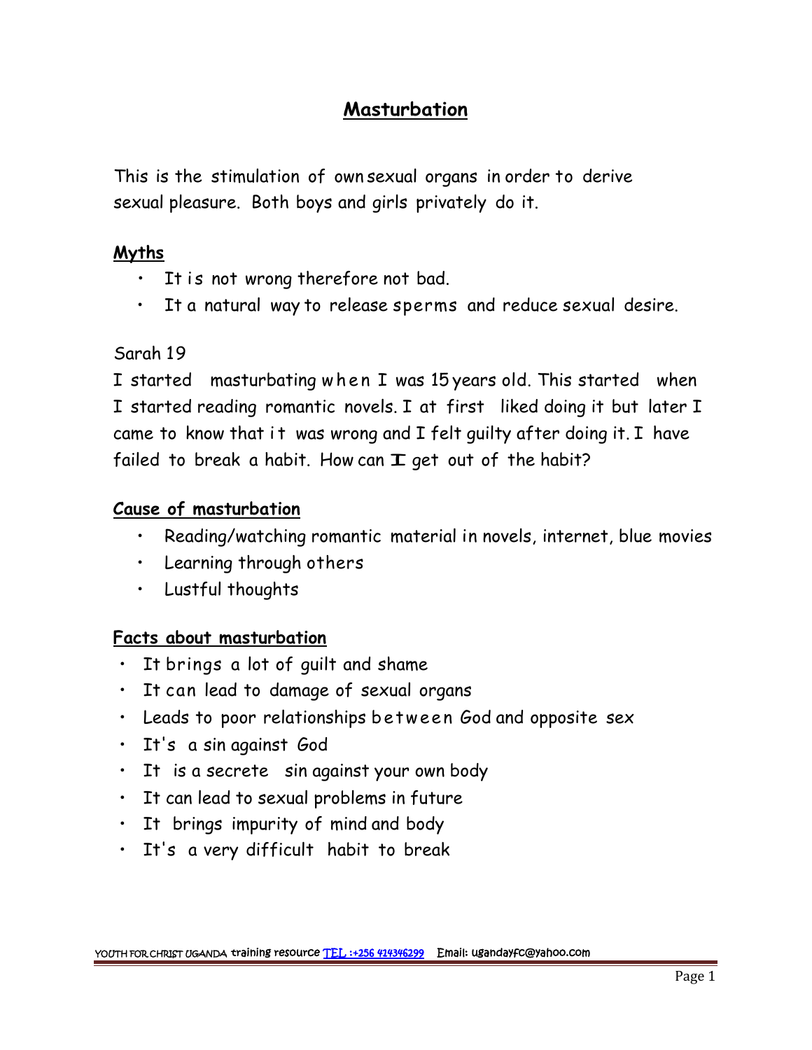# Masturbation

This is the stimulation of own sexual organs in order to derive sexual pleasure. Both boys and girls privately do it.

## Myths

- It is not wrong therefore not bad.
- It a natural way to release sperms and reduce sexual desire.

Sarah 19

I started masturbating when I was 15 years old. This started when I started reading romantic novels. I at first liked doing it but later I came to know that it was wrong and I felt guilty after doing it. I have failed to break a habit. How can I get out of the habit?

## Cause of masturbation

- Reading/watching romantic material in novels, internet, blue movies
- Learning through others
- Lustful thoughts

## Facts about masturbation

- It brings a lot of guilt and shame
- It can lead to damage of sexual organs
- Leads to poor relationships between God and opposite sex
- It's a sin against God
- It is a secrete sin against your own body
- It can lead to sexual problems in future
- It brings impurity of mind and body
- It's a very difficult habit to break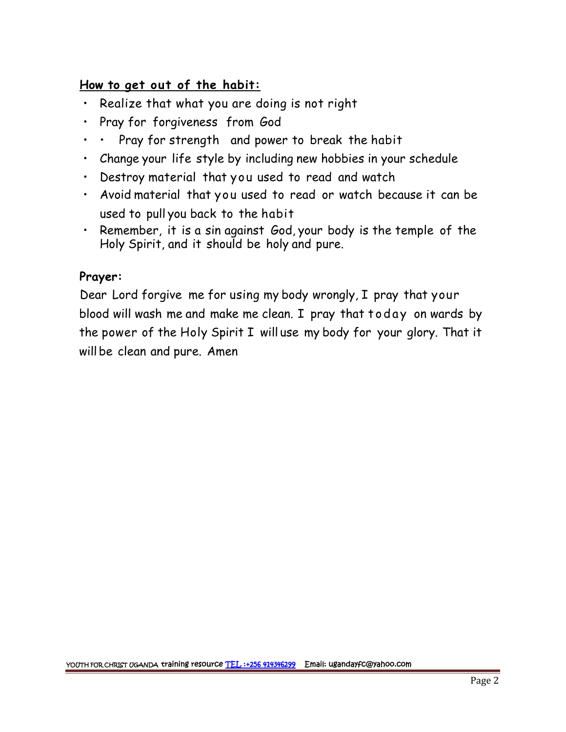**How to get out of the habit:**

- Realize that what you are doing is not right
- Pray for forgiveness from God
- • Pray for strength and power to break the habit
- Change your life style by including new hobbies in your schedule
- Destroy material that you used to read and watch
- Avoid material that you used to read or watch because it can be used to pull you back to the habit
- Remember, it is a sin against God, your body is the temple of the Holy Spirit, and it should be holy and pure.

**Prayer:**

Dear Lord forgive me for using my body wrongly, I pray that your blood will wash me and make me clean. I pray that today on wards by the power of the Holy Spirit I will use my body for your glory. That it will be clean and pure. Amen